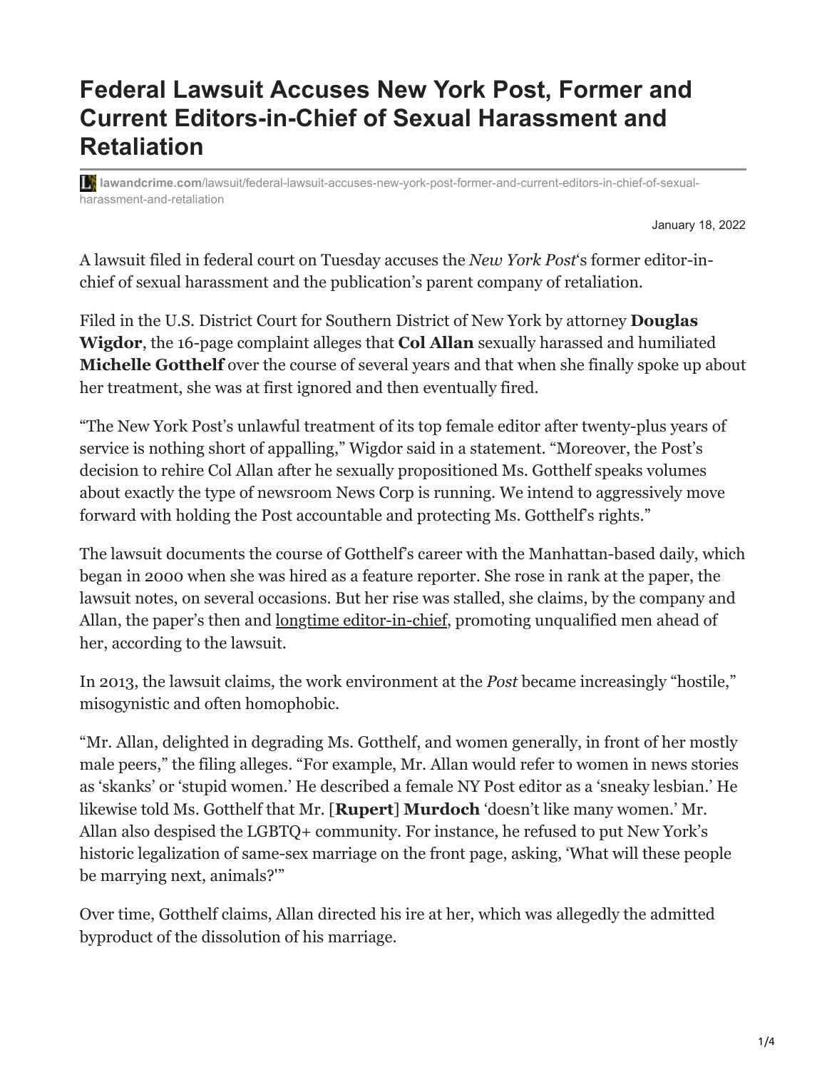# Federal Lawsuit Accuses New York Post, Former and Current Editors-in-Chief of Sexual Harassment and Retaliation

**lawandcrime.com**/lawsuit/federal-lawsuit-accuses-new-york-post-former-and-current-editors-in-chief-of-sexual-harassment-and-retaliation

January 18, 2022

A lawsuit filed in federal court on Tuesday accuses the *New York Post*'s former editor-in-chief of sexual harassment and the publication's parent company of retaliation.

Filed in the U.S. District Court for Southern District of New York by attorney **Douglas Wigdor**, the 16-page complaint alleges that **Col Allan** sexually harassed and humiliated **Michelle Gotthelf** over the course of several years and that when she finally spoke up about her treatment, she was at first ignored and then eventually fired.

"The New York Post's unlawful treatment of its top female editor after twenty-plus years of service is nothing short of appalling," Wigdor said in a statement. "Moreover, the Post's decision to rehire Col Allan after he sexually propositioned Ms. Gotthelf speaks volumes about exactly the type of newsroom News Corp is running. We intend to aggressively move forward with holding the Post accountable and protecting Ms. Gotthelf's rights."

The lawsuit documents the course of Gotthelf's career with the Manhattan-based daily, which began in 2000 when she was hired as a feature reporter. She rose in rank at the paper, the lawsuit notes, on several occasions. But her rise was stalled, she claims, by the company and Allan, the paper's then and longtime editor-in-chief, promoting unqualified men ahead of her, according to the lawsuit.

In 2013, the lawsuit claims, the work environment at the *Post* became increasingly "hostile," misogynistic and often homophobic.

"Mr. Allan, delighted in degrading Ms. Gotthelf, and women generally, in front of her mostly male peers," the filing alleges. "For example, Mr. Allan would refer to women in news stories as 'skanks' or 'stupid women.' He described a female NY Post editor as a 'sneaky lesbian.' He likewise told Ms. Gotthelf that Mr. [**Rupert**] **Murdoch** 'doesn't like many women.' Mr. Allan also despised the LGBTQ+ community. For instance, he refused to put New York's historic legalization of same-sex marriage on the front page, asking, 'What will these people be marrying next, animals?'"

Over time, Gotthelf claims, Allan directed his ire at her, which was allegedly the admitted byproduct of the dissolution of his marriage.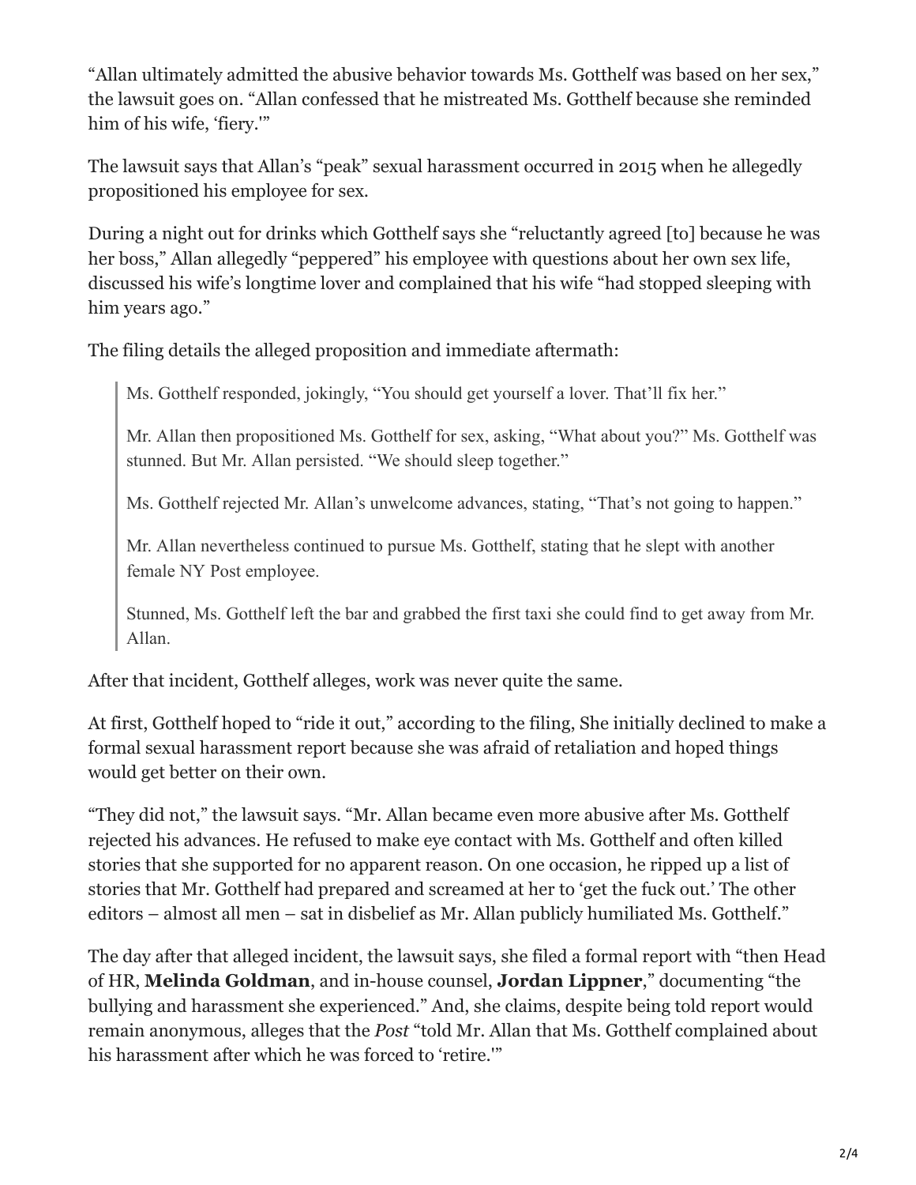"Allan ultimately admitted the abusive behavior towards Ms. Gotthelf was based on her sex," the lawsuit goes on. "Allan confessed that he mistreated Ms. Gotthelf because she reminded him of his wife, 'fiery.'"

The lawsuit says that Allan's "peak" sexual harassment occurred in 2015 when he allegedly propositioned his employee for sex.

During a night out for drinks which Gotthelf says she "reluctantly agreed [to] because he was her boss," Allan allegedly "peppered" his employee with questions about her own sex life, discussed his wife's longtime lover and complained that his wife "had stopped sleeping with him years ago."

The filing details the alleged proposition and immediate aftermath:

> Ms. Gotthelf responded, jokingly, "You should get yourself a lover. That'll fix her."
>
> Mr. Allan then propositioned Ms. Gotthelf for sex, asking, "What about you?" Ms. Gotthelf was stunned. But Mr. Allan persisted. "We should sleep together."
>
> Ms. Gotthelf rejected Mr. Allan's unwelcome advances, stating, "That's not going to happen."
>
> Mr. Allan nevertheless continued to pursue Ms. Gotthelf, stating that he slept with another female NY Post employee.
>
> Stunned, Ms. Gotthelf left the bar and grabbed the first taxi she could find to get away from Mr. Allan.

After that incident, Gotthelf alleges, work was never quite the same.

At first, Gotthelf hoped to "ride it out," according to the filing, She initially declined to make a formal sexual harassment report because she was afraid of retaliation and hoped things would get better on their own.

"They did not," the lawsuit says. "Mr. Allan became even more abusive after Ms. Gotthelf rejected his advances. He refused to make eye contact with Ms. Gotthelf and often killed stories that she supported for no apparent reason. On one occasion, he ripped up a list of stories that Mr. Gotthelf had prepared and screamed at her to 'get the fuck out.' The other editors – almost all men – sat in disbelief as Mr. Allan publicly humiliated Ms. Gotthelf."

The day after that alleged incident, the lawsuit says, she filed a formal report with "then Head of HR, **Melinda Goldman**, and in-house counsel, **Jordan Lippner**," documenting "the bullying and harassment she experienced." And, she claims, despite being told report would remain anonymous, alleges that the *Post* "told Mr. Allan that Ms. Gotthelf complained about his harassment after which he was forced to 'retire.'"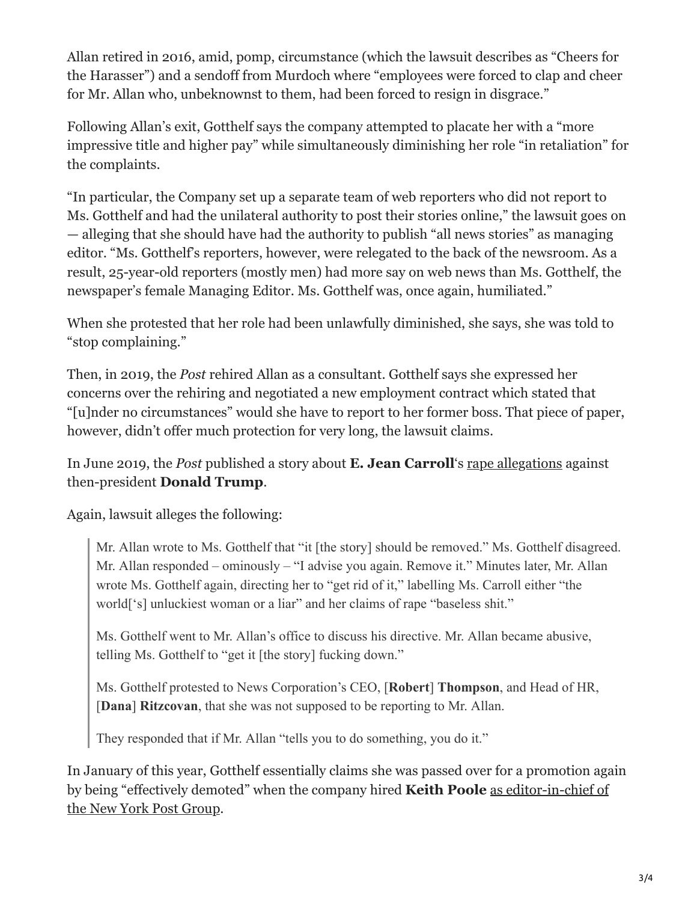Allan retired in 2016, amid, pomp, circumstance (which the lawsuit describes as "Cheers for the Harasser") and a sendoff from Murdoch where "employees were forced to clap and cheer for Mr. Allan who, unbeknownst to them, had been forced to resign in disgrace."

Following Allan's exit, Gotthelf says the company attempted to placate her with a "more impressive title and higher pay" while simultaneously diminishing her role "in retaliation" for the complaints.

"In particular, the Company set up a separate team of web reporters who did not report to Ms. Gotthelf and had the unilateral authority to post their stories online," the lawsuit goes on — alleging that she should have had the authority to publish "all news stories" as managing editor. "Ms. Gotthelf's reporters, however, were relegated to the back of the newsroom. As a result, 25-year-old reporters (mostly men) had more say on web news than Ms. Gotthelf, the newspaper's female Managing Editor. Ms. Gotthelf was, once again, humiliated."

When she protested that her role had been unlawfully diminished, she says, she was told to "stop complaining."

Then, in 2019, the *Post* rehired Allan as a consultant. Gotthelf says she expressed her concerns over the rehiring and negotiated a new employment contract which stated that "[u]nder no circumstances" would she have to report to her former boss. That piece of paper, however, didn't offer much protection for very long, the lawsuit claims.

In June 2019, the *Post* published a story about **E. Jean Carroll**'s rape allegations against then-president **Donald Trump**.

Again, lawsuit alleges the following:

> Mr. Allan wrote to Ms. Gotthelf that "it [the story] should be removed." Ms. Gotthelf disagreed. Mr. Allan responded – ominously – "I advise you again. Remove it." Minutes later, Mr. Allan wrote Ms. Gotthelf again, directing her to "get rid of it," labelling Ms. Carroll either "the world['s] unluckiest woman or a liar" and her claims of rape "baseless shit."
>
> Ms. Gotthelf went to Mr. Allan's office to discuss his directive. Mr. Allan became abusive, telling Ms. Gotthelf to "get it [the story] fucking down."
>
> Ms. Gotthelf protested to News Corporation's CEO, [**Robert**] **Thompson**, and Head of HR, [**Dana**] **Ritzcovan**, that she was not supposed to be reporting to Mr. Allan.
>
> They responded that if Mr. Allan "tells you to do something, you do it."

In January of this year, Gotthelf essentially claims she was passed over for a promotion again by being "effectively demoted" when the company hired **Keith Poole** as editor-in-chief of the New York Post Group.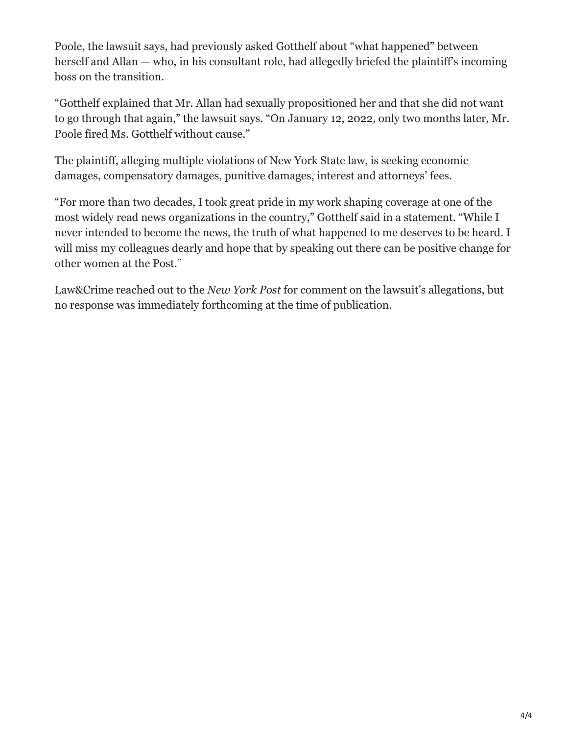Poole, the lawsuit says, had previously asked Gotthelf about "what happened" between herself and Allan — who, in his consultant role, had allegedly briefed the plaintiff's incoming boss on the transition.

"Gotthelf explained that Mr. Allan had sexually propositioned her and that she did not want to go through that again," the lawsuit says. "On January 12, 2022, only two months later, Mr. Poole fired Ms. Gotthelf without cause."

The plaintiff, alleging multiple violations of New York State law, is seeking economic damages, compensatory damages, punitive damages, interest and attorneys' fees.

"For more than two decades, I took great pride in my work shaping coverage at one of the most widely read news organizations in the country," Gotthelf said in a statement. "While I never intended to become the news, the truth of what happened to me deserves to be heard. I will miss my colleagues dearly and hope that by speaking out there can be positive change for other women at the Post."

Law&Crime reached out to the *New York Post* for comment on the lawsuit's allegations, but no response was immediately forthcoming at the time of publication.